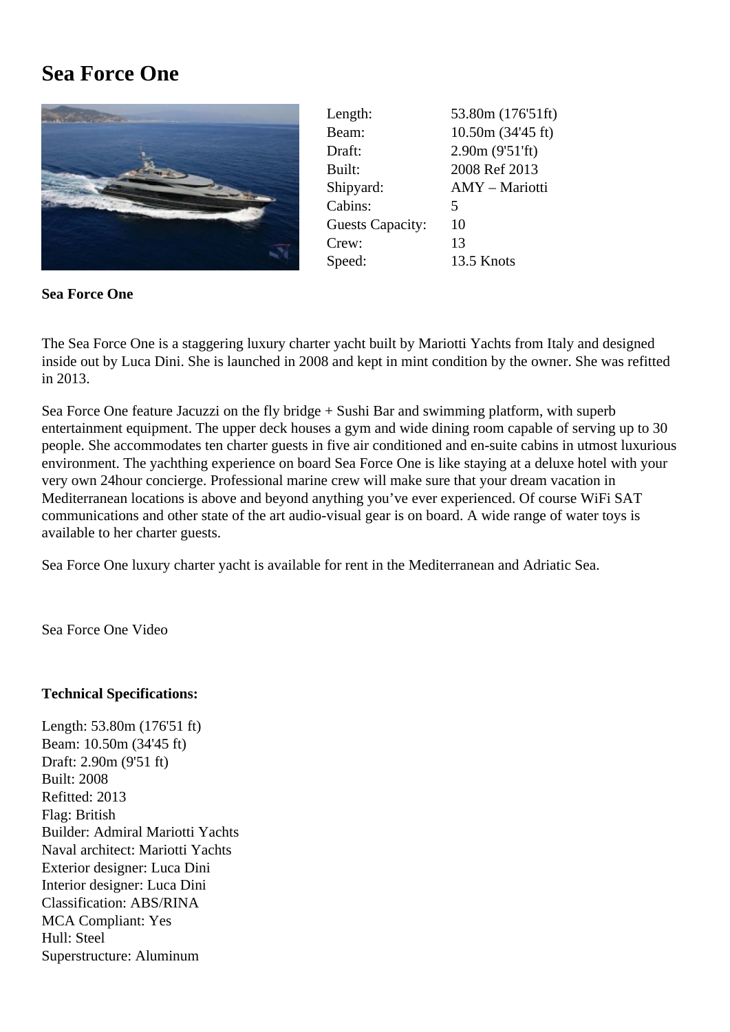# Sea Force One

| | |
|---|---|
| Length: | 53.80m (176'51ft) |
| Beam: | 10.50m (34'45 ft) |
| Draft: | 2.90m (9'51'ft) |
| Built: | 2008 Ref 2013 |
| Shipyard: | AMY – Mariotti |
| Cabins: | 5 |
| Guests Capacity: | 10 |
| Crew: | 13 |
| Speed: | 13.5 Knots |

**Sea Force One**

The Sea Force One is a staggering luxury charter yacht built by Mariotti Yachts from Italy and designed inside out by Luca Dini. She is launched in 2008 and kept in mint condition by the owner. She was refitted in 2013.

Sea Force One feature Jacuzzi on the fly bridge + Sushi Bar and swimming platform, with superb entertainment equipment. The upper deck houses a gym and wide dining room capable of serving up to 30 people. She accommodates ten charter guests in five air conditioned and en-suite cabins in utmost luxurious environment. The yachthing experience on board Sea Force One is like staying at a deluxe hotel with your very own 24hour concierge. Professional marine crew will make sure that your dream vacation in Mediterranean locations is above and beyond anything you've ever experienced. Of course WiFi SAT communications and other state of the art audio-visual gear is on board. A wide range of water toys is available to her charter guests.

Sea Force One luxury charter yacht is available for rent in the Mediterranean and Adriatic Sea.

Sea Force One Video

**Technical Specifications:**

Length: 53.80m (176'51 ft)
Beam: 10.50m (34'45 ft)
Draft: 2.90m (9'51 ft)
Built: 2008
Refitted: 2013
Flag: British
Builder: Admiral Mariotti Yachts
Naval architect: Mariotti Yachts
Exterior designer: Luca Dini
Interior designer: Luca Dini
Classification: ABS/RINA
MCA Compliant: Yes
Hull: Steel
Superstructure: Aluminum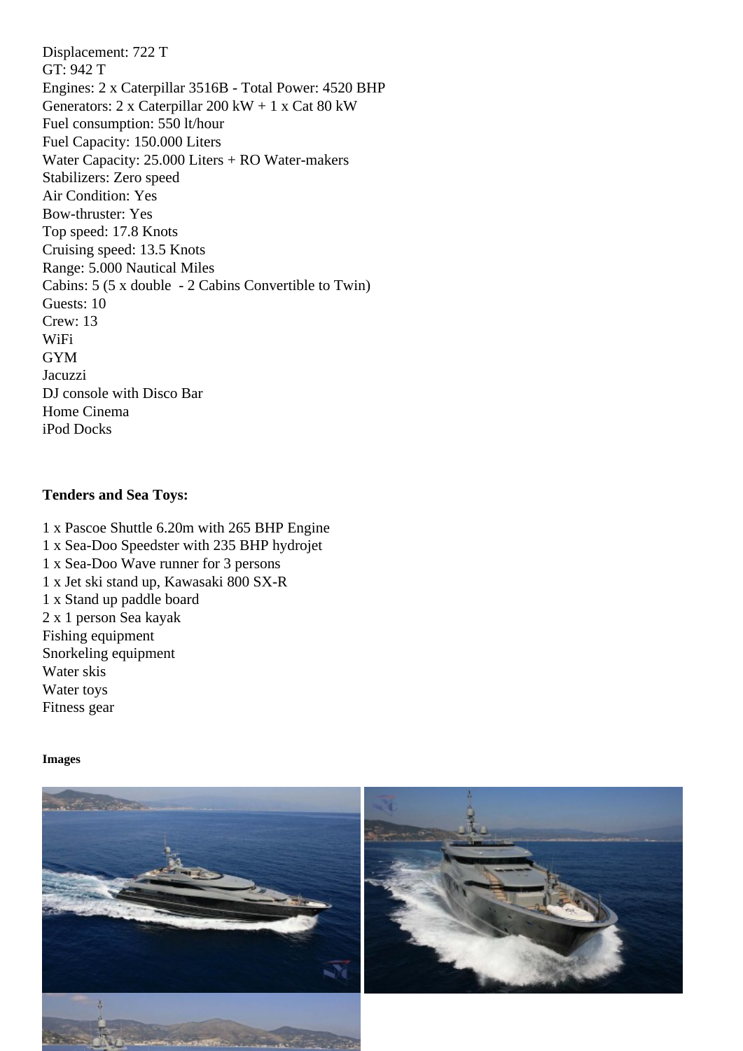Displacement: 722 T
GT: 942 T
Engines: 2 x Caterpillar 3516B - Total Power: 4520 BHP
Generators: 2 x Caterpillar 200 kW + 1 x Cat 80 kW
Fuel consumption: 550 lt/hour
Fuel Capacity: 150.000 Liters
Water Capacity: 25.000 Liters + RO Water-makers
Stabilizers: Zero speed
Air Condition: Yes
Bow-thruster: Yes
Top speed: 17.8 Knots
Cruising speed: 13.5 Knots
Range: 5.000 Nautical Miles
Cabins: 5 (5 x double - 2 Cabins Convertible to Twin)
Guests: 10
Crew: 13
WiFi
GYM
Jacuzzi
DJ console with Disco Bar
Home Cinema
iPod Docks

**Tenders and Sea Toys:**

1 x Pascoe Shuttle 6.20m with 265 BHP Engine
1 x Sea-Doo Speedster with 235 BHP hydrojet
1 x Sea-Doo Wave runner for 3 persons
1 x Jet ski stand up, Kawasaki 800 SX-R
1 x Stand up paddle board
2 x 1 person Sea kayak
Fishing equipment
Snorkeling equipment
Water skis
Water toys
Fitness gear

**Images**